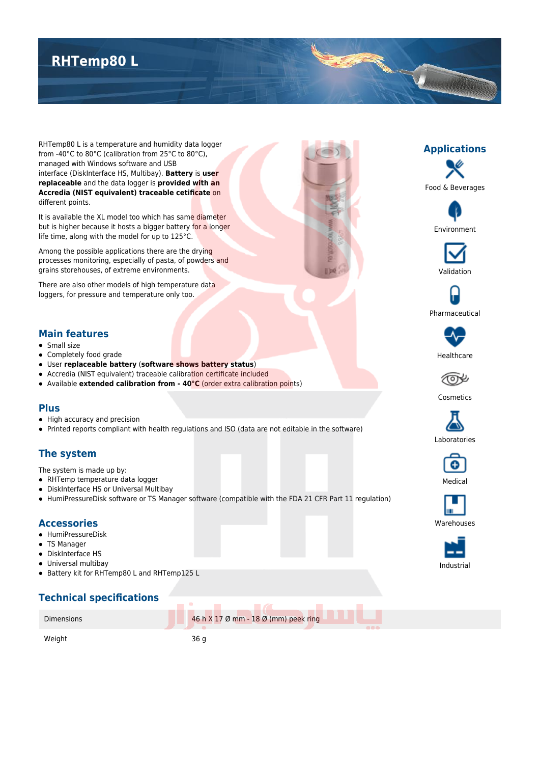# RHTemp80 L

RHTemp80 L is a temperature and humidity data logger from -40°C to 80°C (calibration from 25°C to 80°C), managed with Windows software and USB interface (DiskInterface HS, Multibay). **Battery** is **user replaceable** and the data logger is **provided with an Accredia (NIST equivalent) traceable cetificate** on different points.

It is available the XL model too which has same diameter but is higher because it hosts a bigger battery for a longer life time, along with the model for up to 125°C.

Among the possible applications there are the drying processes monitoring, especially of pasta, of powders and grains storehouses, of extreme environments.

There are also other models of high temperature data loggers, for pressure and temperature only too.

## Applications

- Food & Beverages
- Environment
- Validation
- Pharmaceutical
- Healthcare
- Cosmetics
- Laboratories
- Medical
- Warehouses
- Industrial

## Main features

- Small size
- Completely food grade
- User **replaceable battery** (**software shows battery status**)
- Accredia (NIST equivalent) traceable calibration certificate included
- Available **extended calibration from - 40°C** (order extra calibration points)

## Plus

- High accuracy and precision
- Printed reports compliant with health regulations and ISO (data are not editable in the software)

## The system

The system is made up by:

- RHTemp temperature data logger
- DiskInterface HS or Universal Multibay
- HumiPressureDisk software or TS Manager software (compatible with the FDA 21 CFR Part 11 regulation)

## Accessories

- HumiPressureDisk
- TS Manager
- DiskInterface HS
- Universal multibay
- Battery kit for RHTemp80 L and RHTemp125 L

## Technical specifications

| | |
|---|---|
| Dimensions | 46 h X 17 Ø mm - 18 Ø (mm) peek ring |
| Weight | 36 g |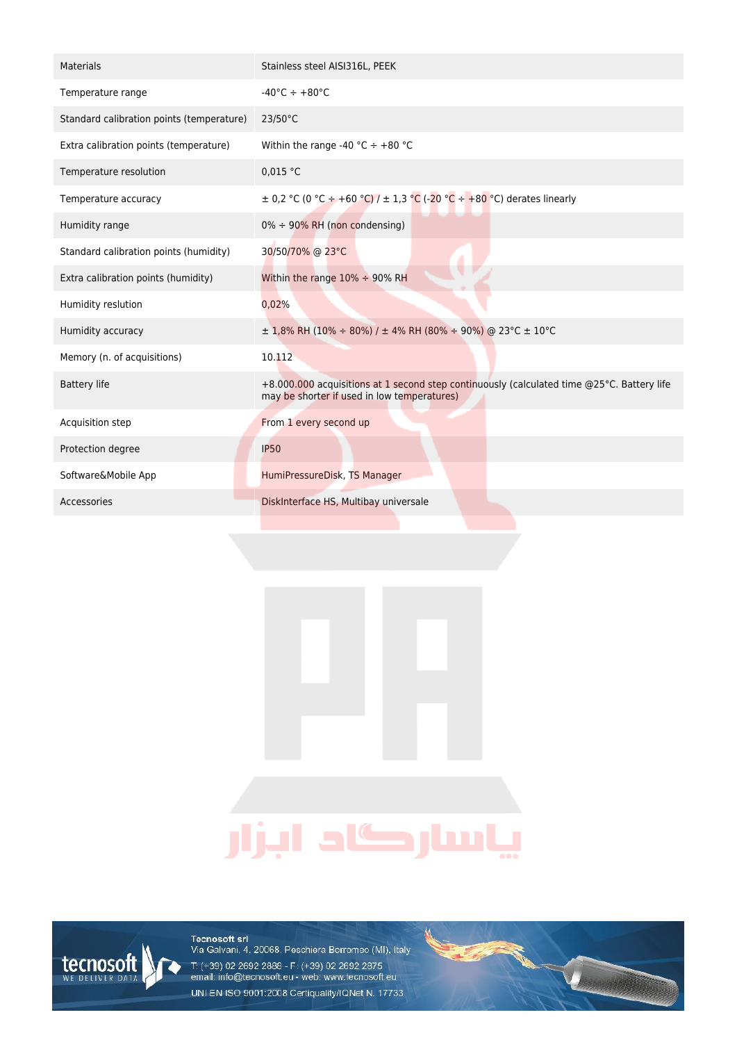| | |
|---|---|
| Materials | Stainless steel AISI316L, PEEK |
| Temperature range | -40°C ÷ +80°C |
| Standard calibration points (temperature) | 23/50°C |
| Extra calibration points (temperature) | Within the range -40 °C ÷ +80 °C |
| Temperature resolution | 0,015 °C |
| Temperature accuracy | ± 0,2 °C (0 °C ÷ +60 °C) / ± 1,3 °C (-20 °C ÷ +80 °C) derates linearly |
| Humidity range | 0% ÷ 90% RH (non condensing) |
| Standard calibration points (humidity) | 30/50/70% @ 23°C |
| Extra calibration points (humidity) | Within the range 10% ÷ 90% RH |
| Humidity reslution | 0,02% |
| Humidity accuracy | ± 1,8% RH (10% ÷ 80%) / ± 4% RH (80% ÷ 90%) @ 23°C ± 10°C |
| Memory (n. of acquisitions) | 10.112 |
| Battery life | +8.000.000 acquisitions at 1 second step continuously (calculated time @25°C. Battery life may be shorter if used in low temperatures) |
| Acquisition step | From 1 every second up |
| Protection degree | IP50 |
| Software&Mobile App | HumiPressureDisk, TS Manager |
| Accessories | DiskInterface HS, Multibay universale |

Tecnosoft srl
Via Galvani, 4, 20068, Peschiera Borromeo (MI), Italy
T: (+39) 02 2692 2888 - F: (+39) 02 2692 2875
email: info@tecnosoft.eu - web: www.tecnosoft.eu
UNI EN ISO 9001:2008 Certiquality/IQNet N. 17733